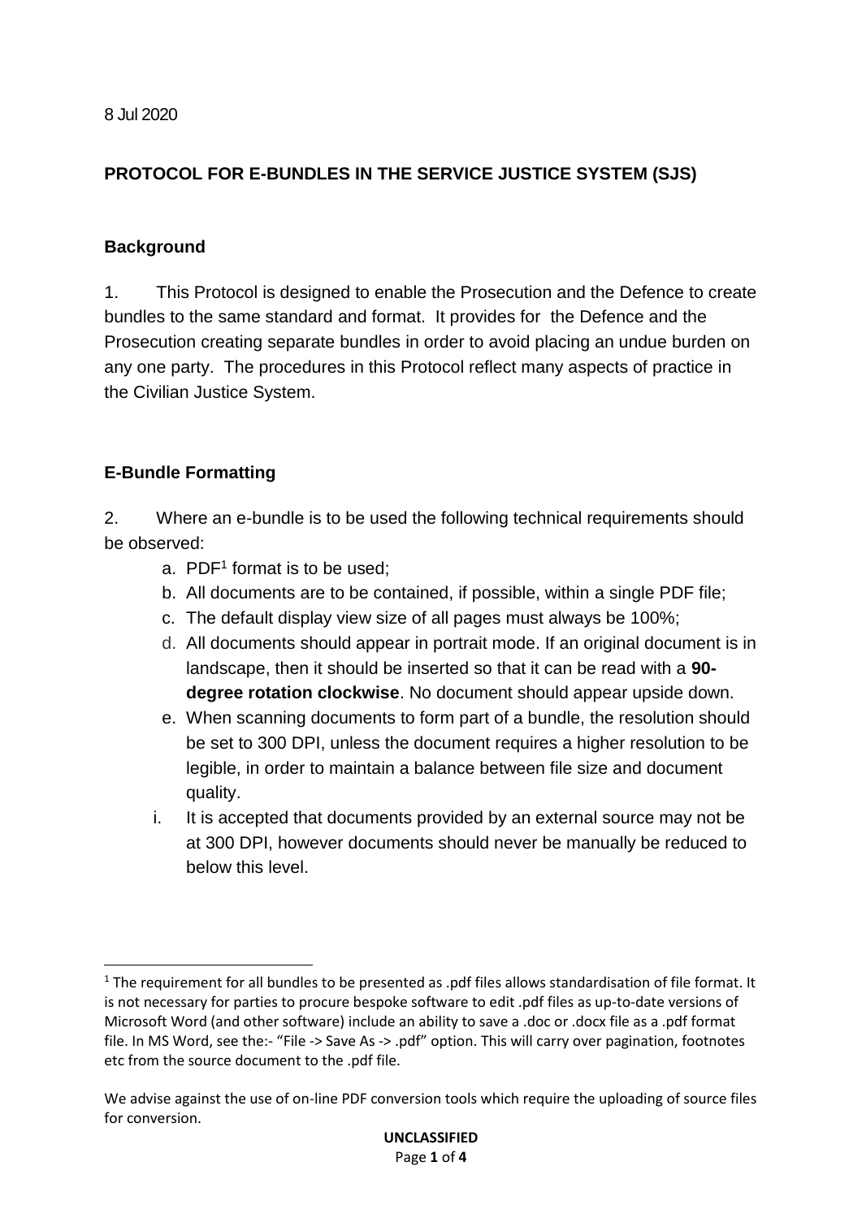8 Jul 2020

## PROTOCOL FOR E-BUNDLES IN THE SERVICE JUSTICE SYSTEM (SJS)

### Background

1. This Protocol is designed to enable the Prosecution and the Defence to create bundles to the same standard and format. It provides for the Defence and the Prosecution creating separate bundles in order to avoid placing an undue burden on any one party. The procedures in this Protocol reflect many aspects of practice in the Civilian Justice System.

### E-Bundle Formatting

2. Where an e-bundle is to be used the following technical requirements should be observed:

   a. PDF[1] format is to be used;

   b. All documents are to be contained, if possible, within a single PDF file;

   c. The default display view size of all pages must always be 100%;

   d. All documents should appear in portrait mode. If an original document is in landscape, then it should be inserted so that it can be read with a **90-degree rotation clockwise**. No document should appear upside down.

   e. When scanning documents to form part of a bundle, the resolution should be set to 300 DPI, unless the document requires a higher resolution to be legible, in order to maintain a balance between file size and document quality.

      i. It is accepted that documents provided by an external source may not be at 300 DPI, however documents should never be manually be reduced to below this level.

---

[1] The requirement for all bundles to be presented as .pdf files allows standardisation of file format. It is not necessary for parties to procure bespoke software to edit .pdf files as up-to-date versions of Microsoft Word (and other software) include an ability to save a .doc or .docx file as a .pdf format file. In MS Word, see the:- "File -> Save As -> .pdf" option. This will carry over pagination, footnotes etc from the source document to the .pdf file.

We advise against the use of on-line PDF conversion tools which require the uploading of source files for conversion.

UNCLASSIFIED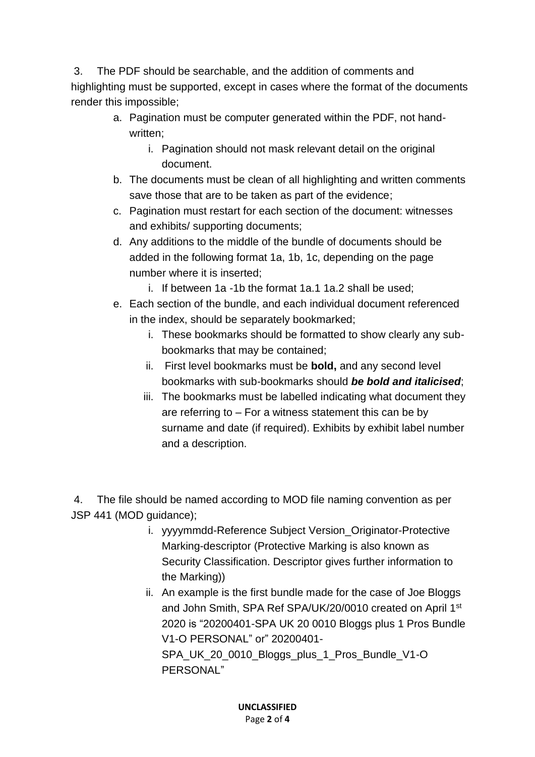3. The PDF should be searchable, and the addition of comments and highlighting must be supported, except in cases where the format of the documents render this impossible;

    a. Pagination must be computer generated within the PDF, not hand-written;

        i. Pagination should not mask relevant detail on the original document.

    b. The documents must be clean of all highlighting and written comments save those that are to be taken as part of the evidence;

    c. Pagination must restart for each section of the document: witnesses and exhibits/ supporting documents;

    d. Any additions to the middle of the bundle of documents should be added in the following format 1a, 1b, 1c, depending on the page number where it is inserted;

        i. If between 1a -1b the format 1a.1 1a.2 shall be used;

    e. Each section of the bundle, and each individual document referenced in the index, should be separately bookmarked;

        i. These bookmarks should be formatted to show clearly any sub-bookmarks that may be contained;

        ii. First level bookmarks must be **bold,** and any second level bookmarks with sub-bookmarks should ***be bold and italicised***;

        iii. The bookmarks must be labelled indicating what document they are referring to – For a witness statement this can be by surname and date (if required). Exhibits by exhibit label number and a description.

4. The file should be named according to MOD file naming convention as per JSP 441 (MOD guidance);

    i. yyyymmdd-Reference Subject Version_Originator-Protective Marking-descriptor (Protective Marking is also known as Security Classification. Descriptor gives further information to the Marking))

    ii. An example is the first bundle made for the case of Joe Bloggs and John Smith, SPA Ref SPA/UK/20/0010 created on April 1st 2020 is "20200401-SPA UK 20 0010 Bloggs plus 1 Pros Bundle V1-O PERSONAL" or" 20200401-SPA_UK_20_0010_Bloggs_plus_1_Pros_Bundle_V1-O PERSONAL"

**UNCLASSIFIED**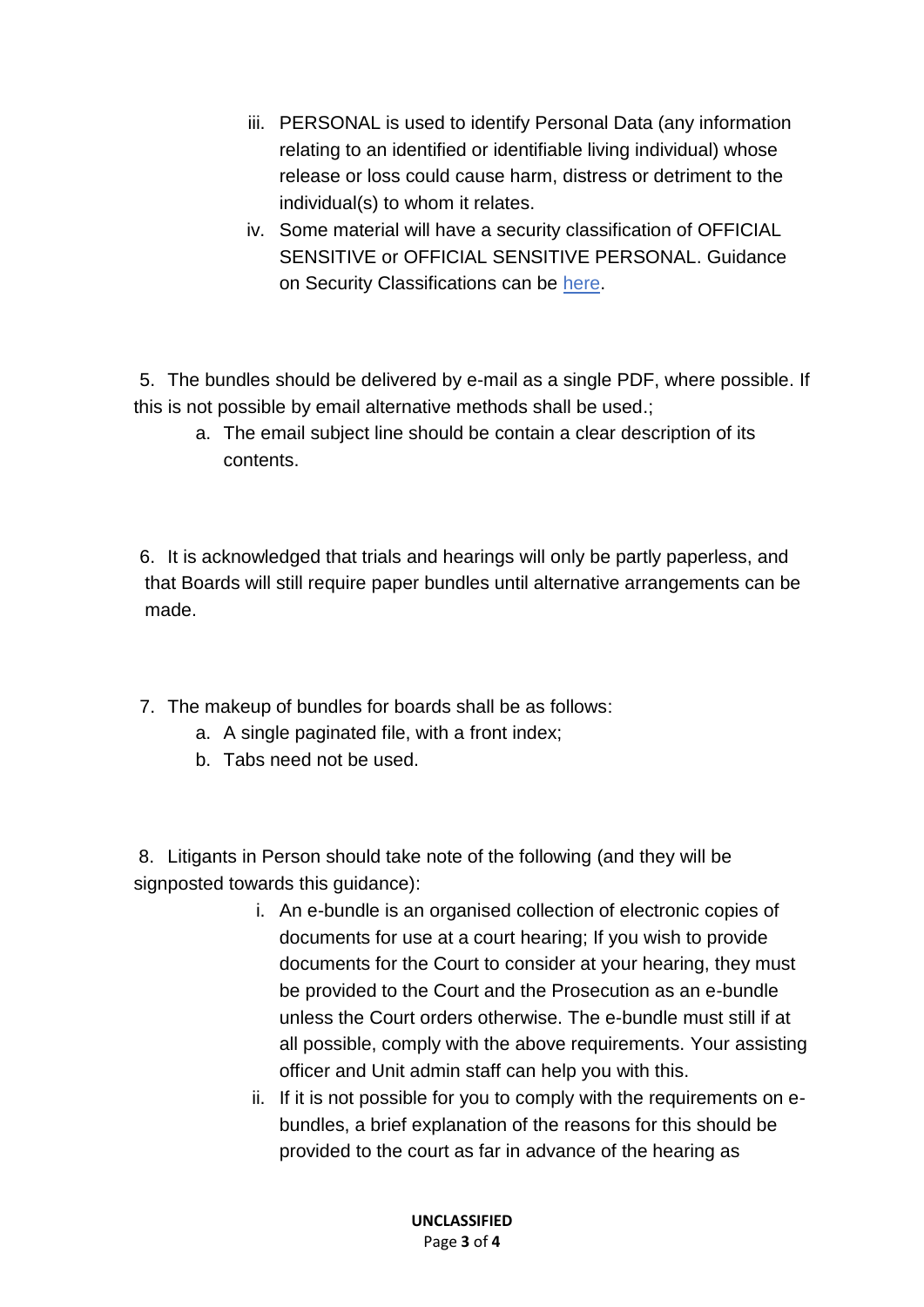iii. PERSONAL is used to identify Personal Data (any information relating to an identified or identifiable living individual) whose release or loss could cause harm, distress or detriment to the individual(s) to whom it relates.

iv. Some material will have a security classification of OFFICIAL SENSITIVE or OFFICIAL SENSITIVE PERSONAL. Guidance on Security Classifications can be here.

5. The bundles should be delivered by e-mail as a single PDF, where possible. If this is not possible by email alternative methods shall be used.;

   a. The email subject line should be contain a clear description of its contents.

6. It is acknowledged that trials and hearings will only be partly paperless, and that Boards will still require paper bundles until alternative arrangements can be made.

7. The makeup of bundles for boards shall be as follows:

   a. A single paginated file, with a front index;
   b. Tabs need not be used.

8. Litigants in Person should take note of the following (and they will be signposted towards this guidance):

   i. An e-bundle is an organised collection of electronic copies of documents for use at a court hearing; If you wish to provide documents for the Court to consider at your hearing, they must be provided to the Court and the Prosecution as an e-bundle unless the Court orders otherwise. The e-bundle must still if at all possible, comply with the above requirements. Your assisting officer and Unit admin staff can help you with this.

   ii. If it is not possible for you to comply with the requirements on e-bundles, a brief explanation of the reasons for this should be provided to the court as far in advance of the hearing as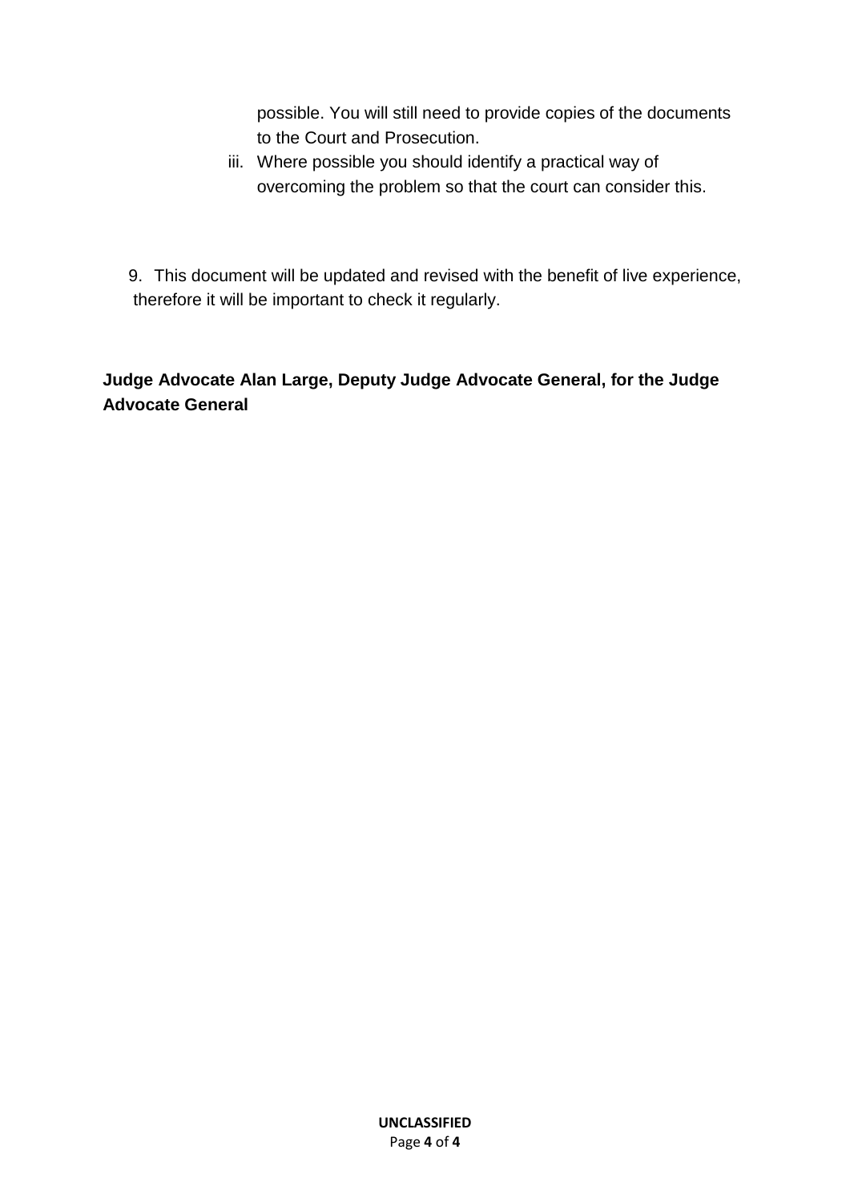possible. You will still need to provide copies of the documents to the Court and Prosecution.

iii. Where possible you should identify a practical way of overcoming the problem so that the court can consider this.

9. This document will be updated and revised with the benefit of live experience, therefore it will be important to check it regularly.

**Judge Advocate Alan Large, Deputy Judge Advocate General, for the Judge Advocate General**

UNCLASSIFIED